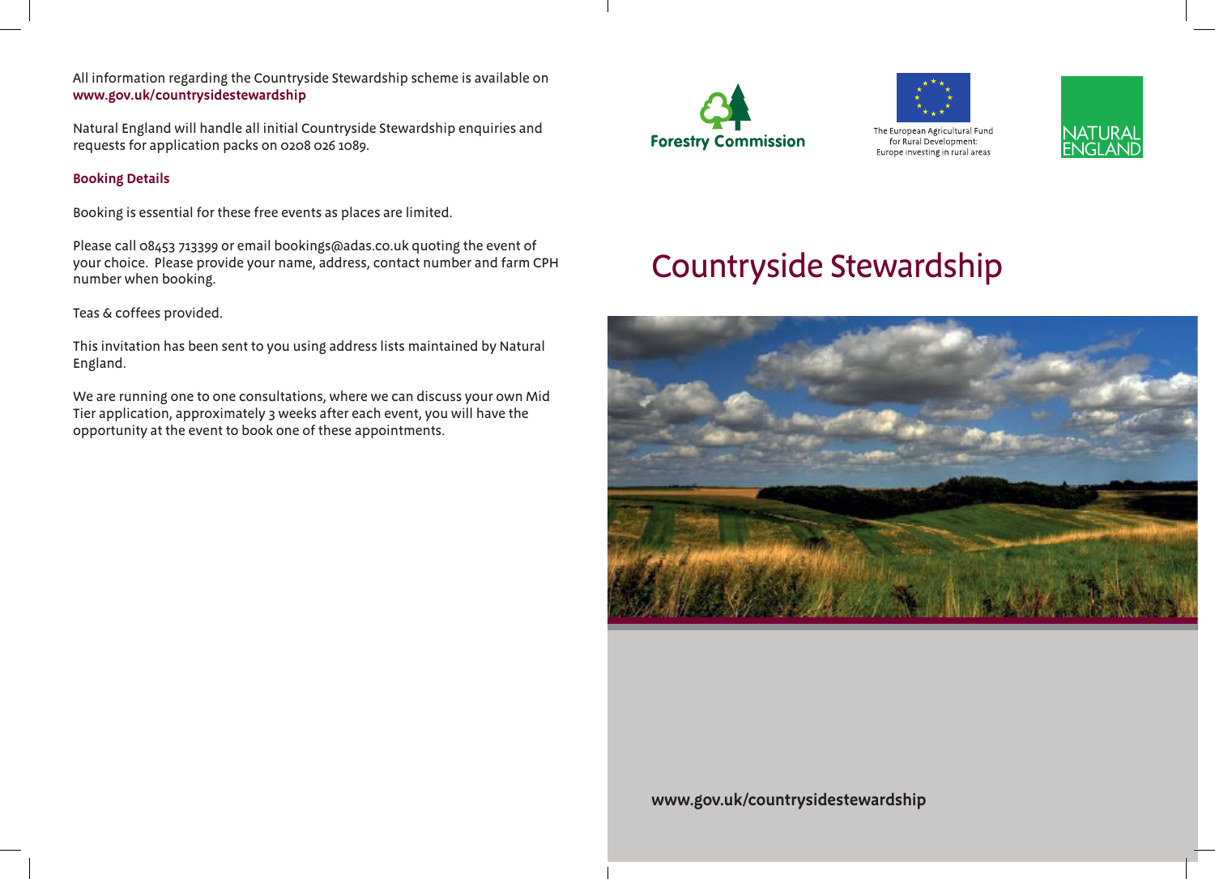All information regarding the Countryside Stewardship scheme is available on **www.gov.uk/countrysidestewardship**

Natural England will handle all initial Countryside Stewardship enquiries and requests for application packs on 0208 026 1089.

**Booking Details**

Booking is essential for these free events as places are limited.

Please call 08453 713399 or email bookings@adas.co.uk quoting the event of your choice. Please provide your name, address, contact number and farm CPH number when booking.

Teas & coffees provided.

This invitation has been sent to you using address lists maintained by Natural England.

We are running one to one consultations, where we can discuss your own Mid Tier application, approximately 3 weeks after each event, you will have the opportunity at the event to book one of these appointments.

Forestry Commission

The European Agricultural Fund for Rural Development: Europe investing in rural areas

NATURAL ENGLAND

# Countryside Stewardship

**www.gov.uk/countrysidestewardship**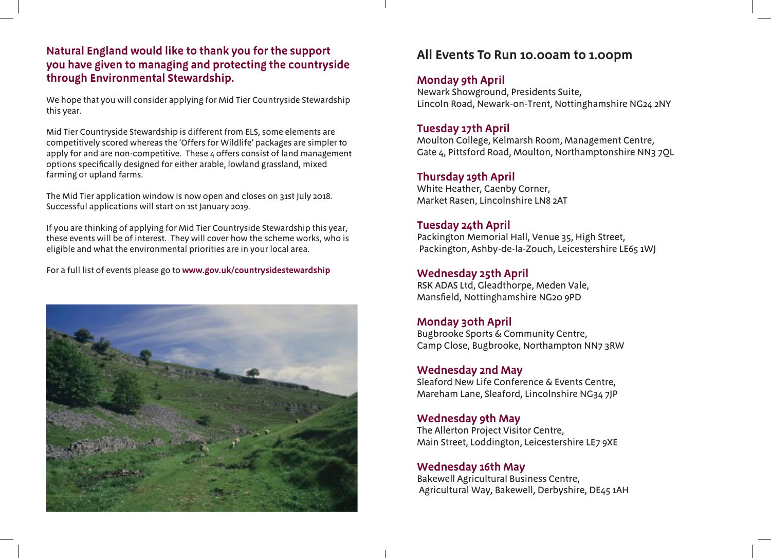## Natural England would like to thank you for the support you have given to managing and protecting the countryside through Environmental Stewardship.

We hope that you will consider applying for Mid Tier Countryside Stewardship this year.

Mid Tier Countryside Stewardship is different from ELS, some elements are competitively scored whereas the 'Offers for Wildlife' packages are simpler to apply for and are non-competitive. These 4 offers consist of land management options specifically designed for either arable, lowland grassland, mixed farming or upland farms.

The Mid Tier application window is now open and closes on 31st July 2018. Successful applications will start on 1st January 2019.

If you are thinking of applying for Mid Tier Countryside Stewardship this year, these events will be of interest. They will cover how the scheme works, who is eligible and what the environmental priorities are in your local area.

For a full list of events please go to **www.gov.uk/countrysidestewardship**

## All Events To Run 10.00am to 1.00pm

### Monday 9th April
Newark Showground, Presidents Suite,
Lincoln Road, Newark-on-Trent, Nottinghamshire NG24 2NY

### Tuesday 17th April
Moulton College, Kelmarsh Room, Management Centre,
Gate 4, Pittsford Road, Moulton, Northamptonshire NN3 7QL

### Thursday 19th April
White Heather, Caenby Corner,
Market Rasen, Lincolnshire LN8 2AT

### Tuesday 24th April
Packington Memorial Hall, Venue 35, High Street,
Packington, Ashby-de-la-Zouch, Leicestershire LE65 1WJ

### Wednesday 25th April
RSK ADAS Ltd, Gleadthorpe, Meden Vale,
Mansfield, Nottinghamshire NG20 9PD

### Monday 30th April
Bugbrooke Sports & Community Centre,
Camp Close, Bugbrooke, Northampton NN7 3RW

### Wednesday 2nd May
Sleaford New Life Conference & Events Centre,
Mareham Lane, Sleaford, Lincolnshire NG34 7JP

### Wednesday 9th May
The Allerton Project Visitor Centre,
Main Street, Loddington, Leicestershire LE7 9XE

### Wednesday 16th May
Bakewell Agricultural Business Centre,
Agricultural Way, Bakewell, Derbyshire, DE45 1AH